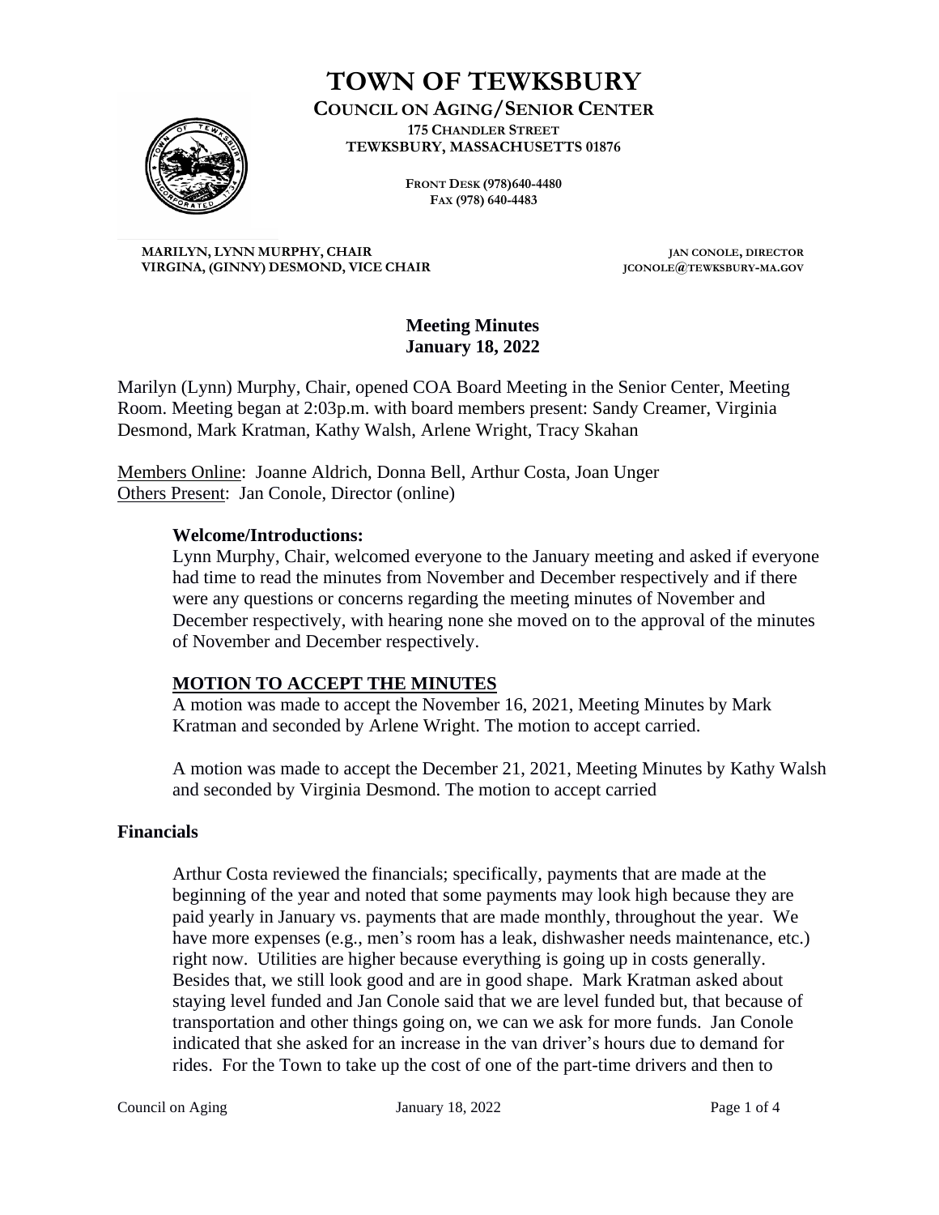# TOWN OF TEWKSBURY

**COUNCIL ON AGING/SENIOR CENTER**
**175 CHANDLER STREET**
**TEWKSBURY, MASSACHUSETTS 01876**

**FRONT DESK (978)640-4480**
**FAX (978) 640-4483**

**MARILYN, LYNN MURPHY, CHAIR**
**VIRGINA, (GINNY) DESMOND, VICE CHAIR**

**JAN CONOLE, DIRECTOR**
**JCONOLE@TEWKSBURY-MA.GOV**

**Meeting Minutes**
**January 18, 2022**

Marilyn (Lynn) Murphy, Chair, opened COA Board Meeting in the Senior Center, Meeting Room. Meeting began at 2:03p.m. with board members present: Sandy Creamer, Virginia Desmond, Mark Kratman, Kathy Walsh, Arlene Wright, Tracy Skahan

Members Online: Joanne Aldrich, Donna Bell, Arthur Costa, Joan Unger
Others Present: Jan Conole, Director (online)

**Welcome/Introductions:**

Lynn Murphy, Chair, welcomed everyone to the January meeting and asked if everyone had time to read the minutes from November and December respectively and if there were any questions or concerns regarding the meeting minutes of November and December respectively, with hearing none she moved on to the approval of the minutes of November and December respectively.

**MOTION TO ACCEPT THE MINUTES**

A motion was made to accept the November 16, 2021, Meeting Minutes by Mark Kratman and seconded by Arlene Wright. The motion to accept carried.

A motion was made to accept the December 21, 2021, Meeting Minutes by Kathy Walsh and seconded by Virginia Desmond. The motion to accept carried

**Financials**

Arthur Costa reviewed the financials; specifically, payments that are made at the beginning of the year and noted that some payments may look high because they are paid yearly in January vs. payments that are made monthly, throughout the year. We have more expenses (e.g., men's room has a leak, dishwasher needs maintenance, etc.) right now. Utilities are higher because everything is going up in costs generally. Besides that, we still look good and are in good shape. Mark Kratman asked about staying level funded and Jan Conole said that we are level funded but, that because of transportation and other things going on, we can we ask for more funds. Jan Conole indicated that she asked for an increase in the van driver's hours due to demand for rides. For the Town to take up the cost of one of the part-time drivers and then to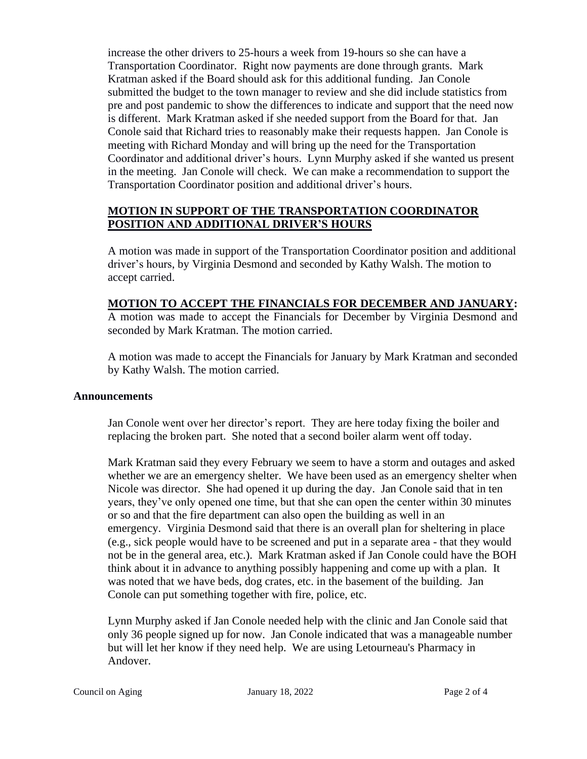increase the other drivers to 25-hours a week from 19-hours so she can have a Transportation Coordinator. Right now payments are done through grants. Mark Kratman asked if the Board should ask for this additional funding. Jan Conole submitted the budget to the town manager to review and she did include statistics from pre and post pandemic to show the differences to indicate and support that the need now is different. Mark Kratman asked if she needed support from the Board for that. Jan Conole said that Richard tries to reasonably make their requests happen. Jan Conole is meeting with Richard Monday and will bring up the need for the Transportation Coordinator and additional driver's hours. Lynn Murphy asked if she wanted us present in the meeting. Jan Conole will check. We can make a recommendation to support the Transportation Coordinator position and additional driver's hours.

**MOTION IN SUPPORT OF THE TRANSPORTATION COORDINATOR POSITION AND ADDITIONAL DRIVER'S HOURS**

A motion was made in support of the Transportation Coordinator position and additional driver's hours, by Virginia Desmond and seconded by Kathy Walsh. The motion to accept carried.

**MOTION TO ACCEPT THE FINANCIALS FOR DECEMBER AND JANUARY:**
A motion was made to accept the Financials for December by Virginia Desmond and seconded by Mark Kratman. The motion carried.

A motion was made to accept the Financials for January by Mark Kratman and seconded by Kathy Walsh. The motion carried.

**Announcements**

Jan Conole went over her director's report. They are here today fixing the boiler and replacing the broken part. She noted that a second boiler alarm went off today.

Mark Kratman said they every February we seem to have a storm and outages and asked whether we are an emergency shelter. We have been used as an emergency shelter when Nicole was director. She had opened it up during the day. Jan Conole said that in ten years, they've only opened one time, but that she can open the center within 30 minutes or so and that the fire department can also open the building as well in an emergency. Virginia Desmond said that there is an overall plan for sheltering in place (e.g., sick people would have to be screened and put in a separate area - that they would not be in the general area, etc.). Mark Kratman asked if Jan Conole could have the BOH think about it in advance to anything possibly happening and come up with a plan. It was noted that we have beds, dog crates, etc. in the basement of the building. Jan Conole can put something together with fire, police, etc.

Lynn Murphy asked if Jan Conole needed help with the clinic and Jan Conole said that only 36 people signed up for now. Jan Conole indicated that was a manageable number but will let her know if they need help. We are using Letourneau's Pharmacy in Andover.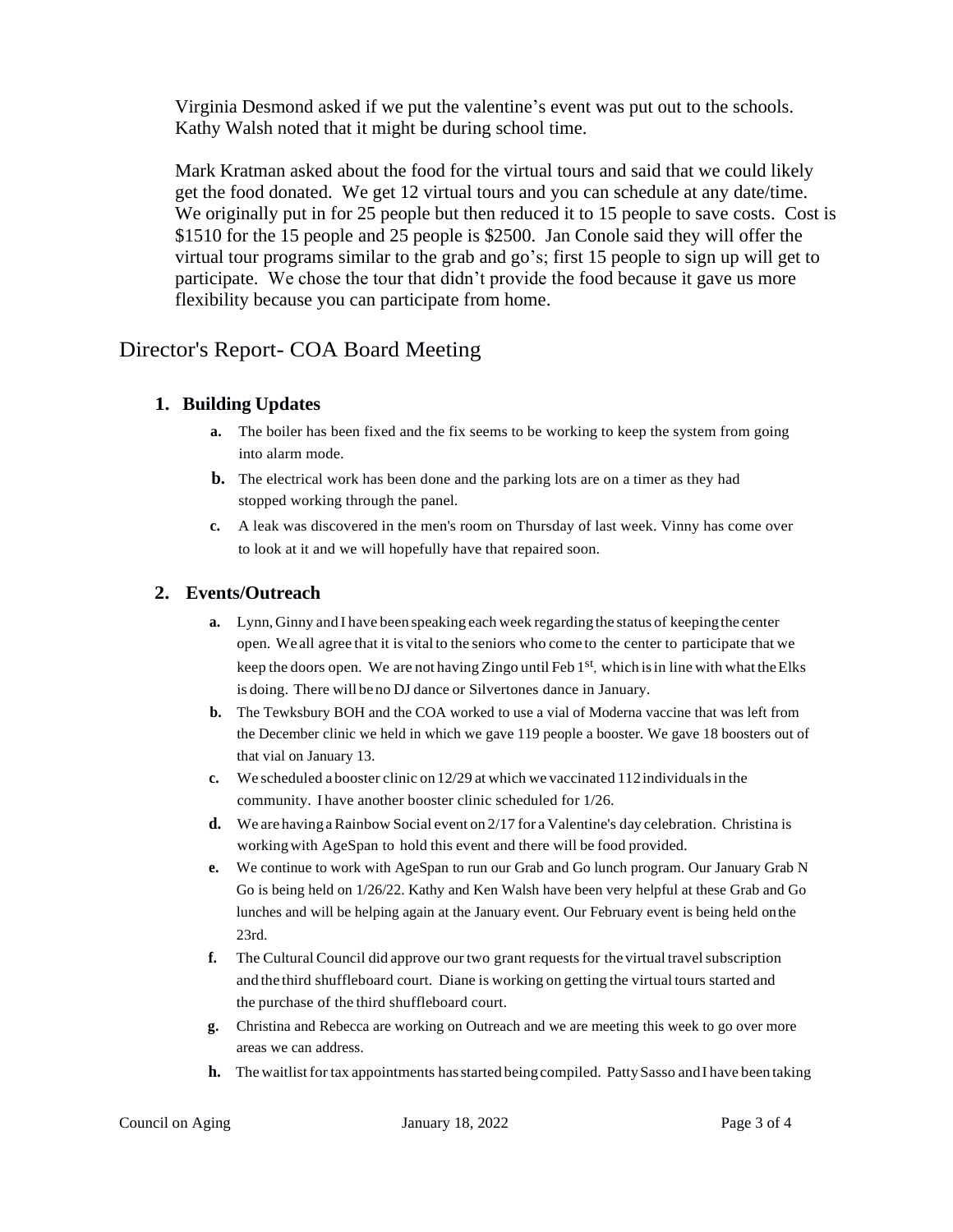Virginia Desmond asked if we put the valentine's event was put out to the schools. Kathy Walsh noted that it might be during school time.

Mark Kratman asked about the food for the virtual tours and said that we could likely get the food donated. We get 12 virtual tours and you can schedule at any date/time. We originally put in for 25 people but then reduced it to 15 people to save costs. Cost is $1510 for the 15 people and 25 people is $2500. Jan Conole said they will offer the virtual tour programs similar to the grab and go's; first 15 people to sign up will get to participate. We chose the tour that didn't provide the food because it gave us more flexibility because you can participate from home.

## Director's Report- COA Board Meeting

### 1. Building Updates

a. The boiler has been fixed and the fix seems to be working to keep the system from going into alarm mode.

b. The electrical work has been done and the parking lots are on a timer as they had stopped working through the panel.

c. A leak was discovered in the men's room on Thursday of last week. Vinny has come over to look at it and we will hopefully have that repaired soon.

### 2. Events/Outreach

a. Lynn, Ginny and I have been speaking each week regarding the status of keeping the center open. We all agree that it is vital to the seniors who come to the center to participate that we keep the doors open. We are not having Zingo until Feb 1st, which is in line with what the Elks is doing. There will be no DJ dance or Silvertones dance in January.

b. The Tewksbury BOH and the COA worked to use a vial of Moderna vaccine that was left from the December clinic we held in which we gave 119 people a booster. We gave 18 boosters out of that vial on January 13.

c. We scheduled a booster clinic on 12/29 at which we vaccinated 112 individuals in the community. I have another booster clinic scheduled for 1/26.

d. We are having a Rainbow Social event on 2/17 for a Valentine's day celebration. Christina is working with AgeSpan to hold this event and there will be food provided.

e. We continue to work with AgeSpan to run our Grab and Go lunch program. Our January Grab N Go is being held on 1/26/22. Kathy and Ken Walsh have been very helpful at these Grab and Go lunches and will be helping again at the January event. Our February event is being held on the 23rd.

f. The Cultural Council did approve our two grant requests for the virtual travel subscription and the third shuffleboard court. Diane is working on getting the virtual tours started and the purchase of the third shuffleboard court.

g. Christina and Rebecca are working on Outreach and we are meeting this week to go over more areas we can address.

h. The waitlist for tax appointments has started being compiled. Patty Sasso and I have been taking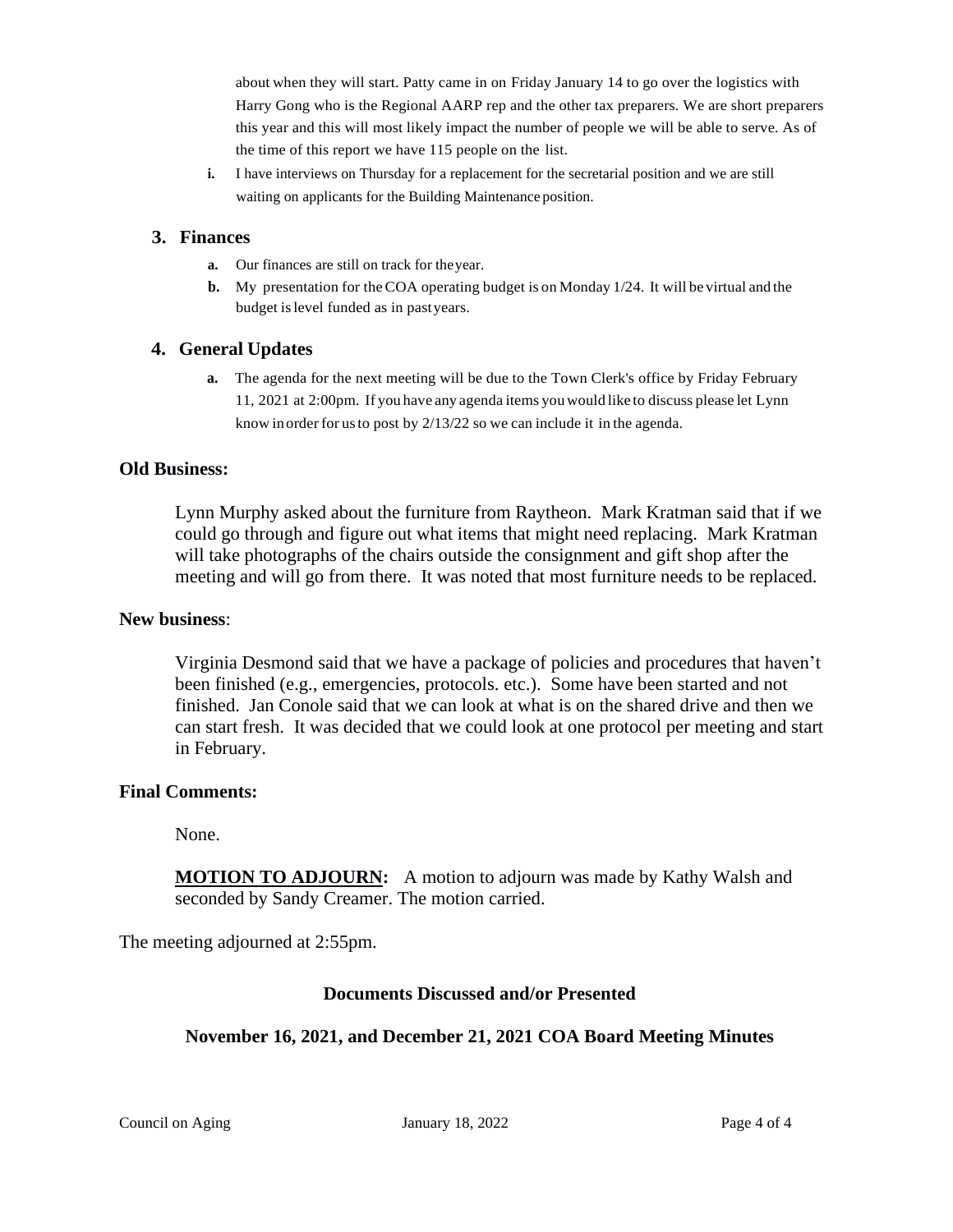about when they will start. Patty came in on Friday January 14 to go over the logistics with Harry Gong who is the Regional AARP rep and the other tax preparers. We are short preparers this year and this will most likely impact the number of people we will be able to serve. As of the time of this report we have 115 people on the list.

i. I have interviews on Thursday for a replacement for the secretarial position and we are still waiting on applicants for the Building Maintenance position.

### 3. Finances

a. Our finances are still on track for the year.

b. My presentation for the COA operating budget is on Monday 1/24. It will be virtual and the budget is level funded as in past years.

### 4. General Updates

a. The agenda for the next meeting will be due to the Town Clerk's office by Friday February 11, 2021 at 2:00pm. If you have any agenda items you would like to discuss please let Lynn know in order for us to post by 2/13/22 so we can include it in the agenda.

**Old Business:**

Lynn Murphy asked about the furniture from Raytheon. Mark Kratman said that if we could go through and figure out what items that might need replacing. Mark Kratman will take photographs of the chairs outside the consignment and gift shop after the meeting and will go from there. It was noted that most furniture needs to be replaced.

**New business**:

Virginia Desmond said that we have a package of policies and procedures that haven't been finished (e.g., emergencies, protocols. etc.). Some have been started and not finished. Jan Conole said that we can look at what is on the shared drive and then we can start fresh. It was decided that we could look at one protocol per meeting and start in February.

**Final Comments:**

None.

**MOTION TO ADJOURN:** A motion to adjourn was made by Kathy Walsh and seconded by Sandy Creamer. The motion carried.

The meeting adjourned at 2:55pm.

**Documents Discussed and/or Presented**

**November 16, 2021, and December 21, 2021 COA Board Meeting Minutes**